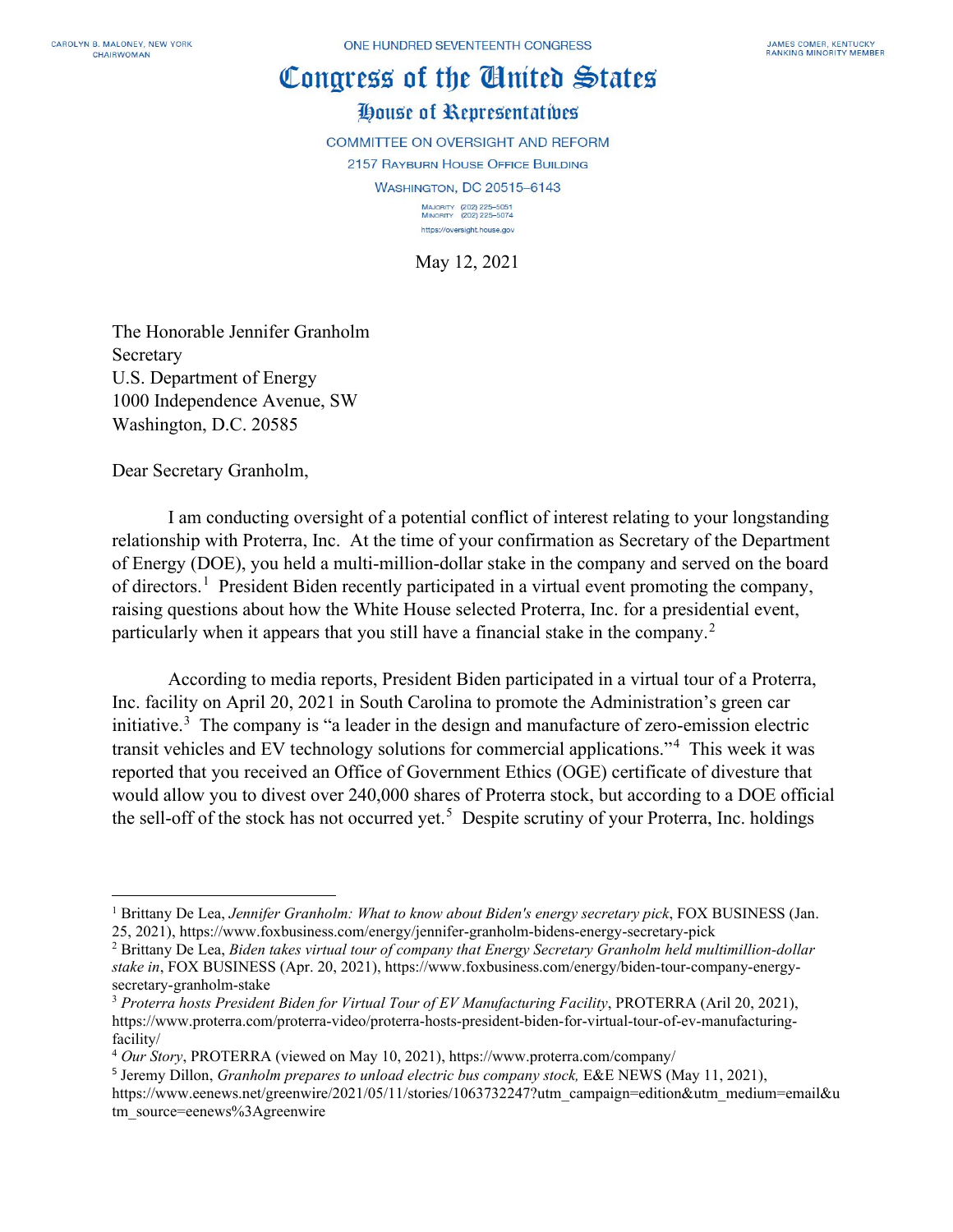CAROLYN B. MALONEY, NEW YORK
CHAIRWOMAN

ONE HUNDRED SEVENTEENTH CONGRESS

JAMES COMER, KENTUCKY
RANKING MINORITY MEMBER

# Congress of the United States

## House of Representatives

COMMITTEE ON OVERSIGHT AND REFORM
2157 RAYBURN HOUSE OFFICE BUILDING
WASHINGTON, DC 20515–6143

MAJORITY (202) 225–5051
MINORITY (202) 225–5074
https://oversight.house.gov

May 12, 2021

The Honorable Jennifer Granholm
Secretary
U.S. Department of Energy
1000 Independence Avenue, SW
Washington, D.C. 20585

Dear Secretary Granholm,

I am conducting oversight of a potential conflict of interest relating to your longstanding relationship with Proterra, Inc. At the time of your confirmation as Secretary of the Department of Energy (DOE), you held a multi-million-dollar stake in the company and served on the board of directors.[1] President Biden recently participated in a virtual event promoting the company, raising questions about how the White House selected Proterra, Inc. for a presidential event, particularly when it appears that you still have a financial stake in the company.[2]

According to media reports, President Biden participated in a virtual tour of a Proterra, Inc. facility on April 20, 2021 in South Carolina to promote the Administration's green car initiative.[3] The company is "a leader in the design and manufacture of zero-emission electric transit vehicles and EV technology solutions for commercial applications."[4] This week it was reported that you received an Office of Government Ethics (OGE) certificate of divesture that would allow you to divest over 240,000 shares of Proterra stock, but according to a DOE official the sell-off of the stock has not occurred yet.[5] Despite scrutiny of your Proterra, Inc. holdings

---

[1] Brittany De Lea, *Jennifer Granholm: What to know about Biden's energy secretary pick*, FOX BUSINESS (Jan. 25, 2021), https://www.foxbusiness.com/energy/jennifer-granholm-bidens-energy-secretary-pick

[2] Brittany De Lea, *Biden takes virtual tour of company that Energy Secretary Granholm held multimillion-dollar stake in*, FOX BUSINESS (Apr. 20, 2021), https://www.foxbusiness.com/energy/biden-tour-company-energy-secretary-granholm-stake

[3] *Proterra hosts President Biden for Virtual Tour of EV Manufacturing Facility*, PROTERRA (Aril 20, 2021), https://www.proterra.com/proterra-video/proterra-hosts-president-biden-for-virtual-tour-of-ev-manufacturing-facility/

[4] *Our Story*, PROTERRA (viewed on May 10, 2021), https://www.proterra.com/company/

[5] Jeremy Dillon, *Granholm prepares to unload electric bus company stock,* E&E NEWS (May 11, 2021), https://www.eenews.net/greenwire/2021/05/11/stories/1063732247?utm_campaign=edition&utm_medium=email&utm_source=eenews%3Agreenwire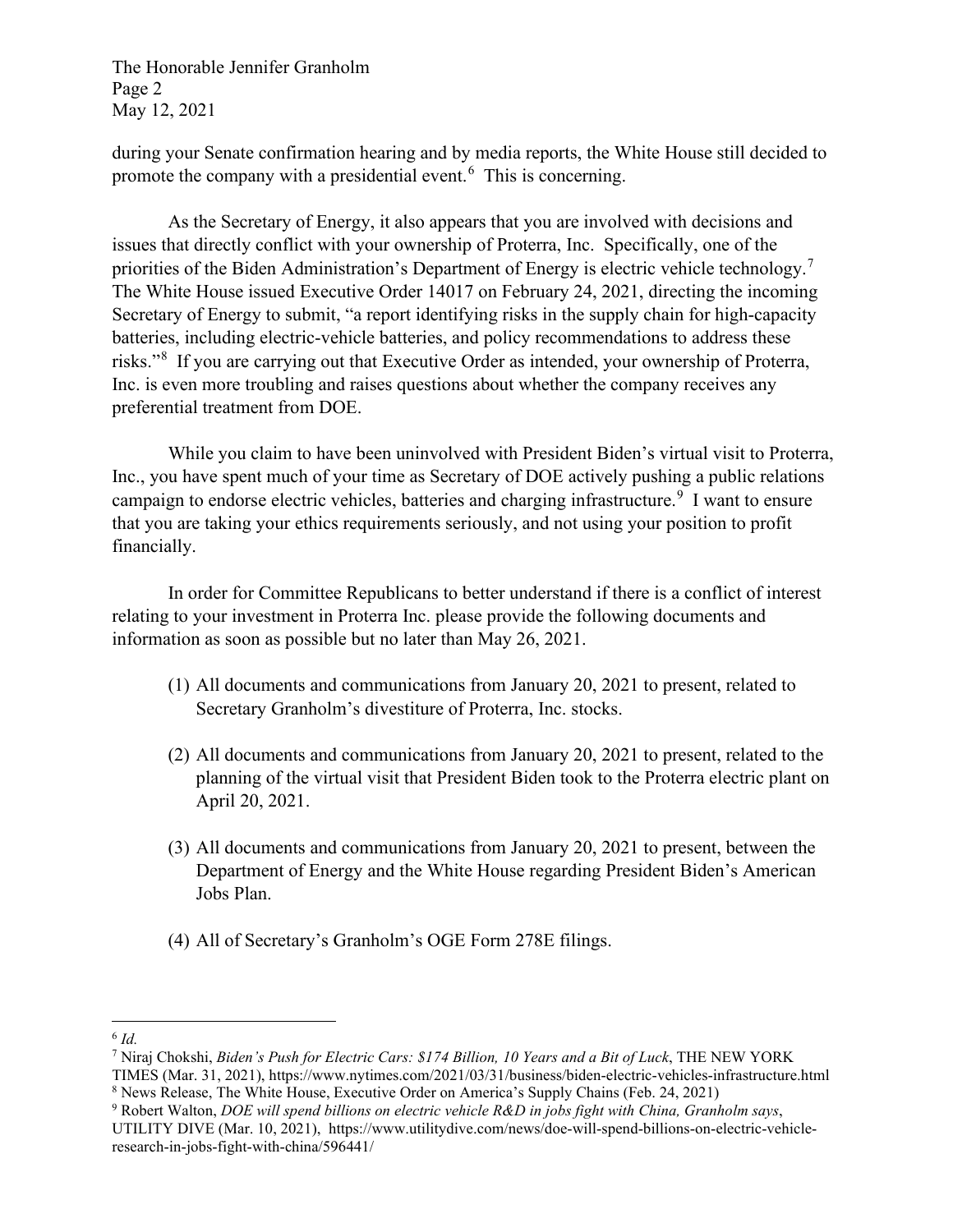during your Senate confirmation hearing and by media reports, the White House still decided to promote the company with a presidential event.[6] This is concerning.

As the Secretary of Energy, it also appears that you are involved with decisions and issues that directly conflict with your ownership of Proterra, Inc. Specifically, one of the priorities of the Biden Administration's Department of Energy is electric vehicle technology.[7] The White House issued Executive Order 14017 on February 24, 2021, directing the incoming Secretary of Energy to submit, "a report identifying risks in the supply chain for high-capacity batteries, including electric-vehicle batteries, and policy recommendations to address these risks."[8] If you are carrying out that Executive Order as intended, your ownership of Proterra, Inc. is even more troubling and raises questions about whether the company receives any preferential treatment from DOE.

While you claim to have been uninvolved with President Biden's virtual visit to Proterra, Inc., you have spent much of your time as Secretary of DOE actively pushing a public relations campaign to endorse electric vehicles, batteries and charging infrastructure.[9] I want to ensure that you are taking your ethics requirements seriously, and not using your position to profit financially.

In order for Committee Republicans to better understand if there is a conflict of interest relating to your investment in Proterra Inc. please provide the following documents and information as soon as possible but no later than May 26, 2021.

(1) All documents and communications from January 20, 2021 to present, related to Secretary Granholm's divestiture of Proterra, Inc. stocks.

(2) All documents and communications from January 20, 2021 to present, related to the planning of the virtual visit that President Biden took to the Proterra electric plant on April 20, 2021.

(3) All documents and communications from January 20, 2021 to present, between the Department of Energy and the White House regarding President Biden's American Jobs Plan.

(4) All of Secretary's Granholm's OGE Form 278E filings.

---

[6] *Id.*

[7] Niraj Chokshi, *Biden's Push for Electric Cars: $174 Billion, 10 Years and a Bit of Luck*, THE NEW YORK TIMES (Mar. 31, 2021), https://www.nytimes.com/2021/03/31/business/biden-electric-vehicles-infrastructure.html

[8] News Release, The White House, Executive Order on America's Supply Chains (Feb. 24, 2021)

[9] Robert Walton, *DOE will spend billions on electric vehicle R&D in jobs fight with China, Granholm says*, UTILITY DIVE (Mar. 10, 2021), https://www.utilitydive.com/news/doe-will-spend-billions-on-electric-vehicle-research-in-jobs-fight-with-china/596441/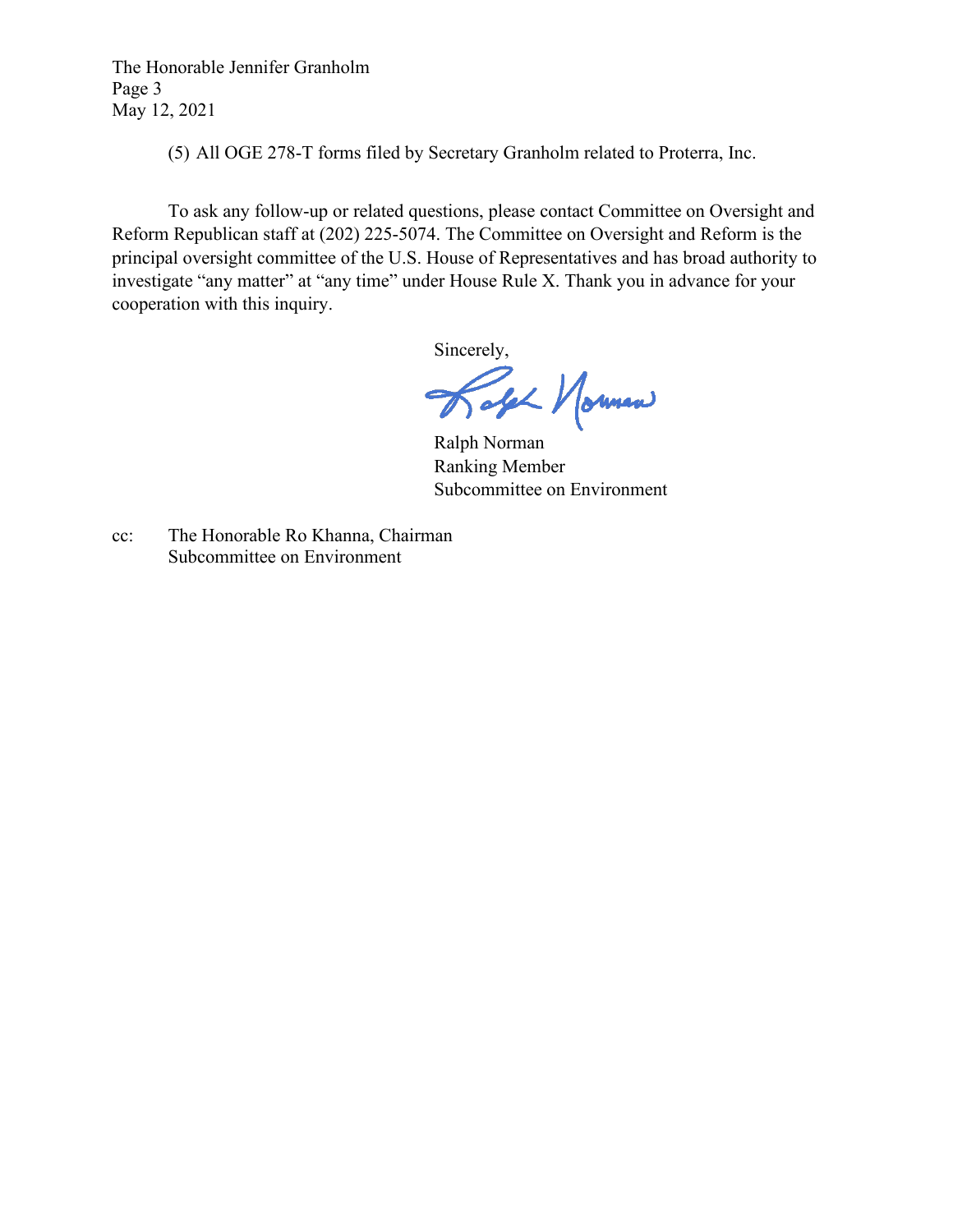(5) All OGE 278-T forms filed by Secretary Granholm related to Proterra, Inc.

To ask any follow-up or related questions, please contact Committee on Oversight and Reform Republican staff at (202) 225-5074. The Committee on Oversight and Reform is the principal oversight committee of the U.S. House of Representatives and has broad authority to investigate "any matter" at "any time" under House Rule X. Thank you in advance for your cooperation with this inquiry.

Sincerely,

Ralph Norman
Ranking Member
Subcommittee on Environment

cc: The Honorable Ro Khanna, Chairman
Subcommittee on Environment